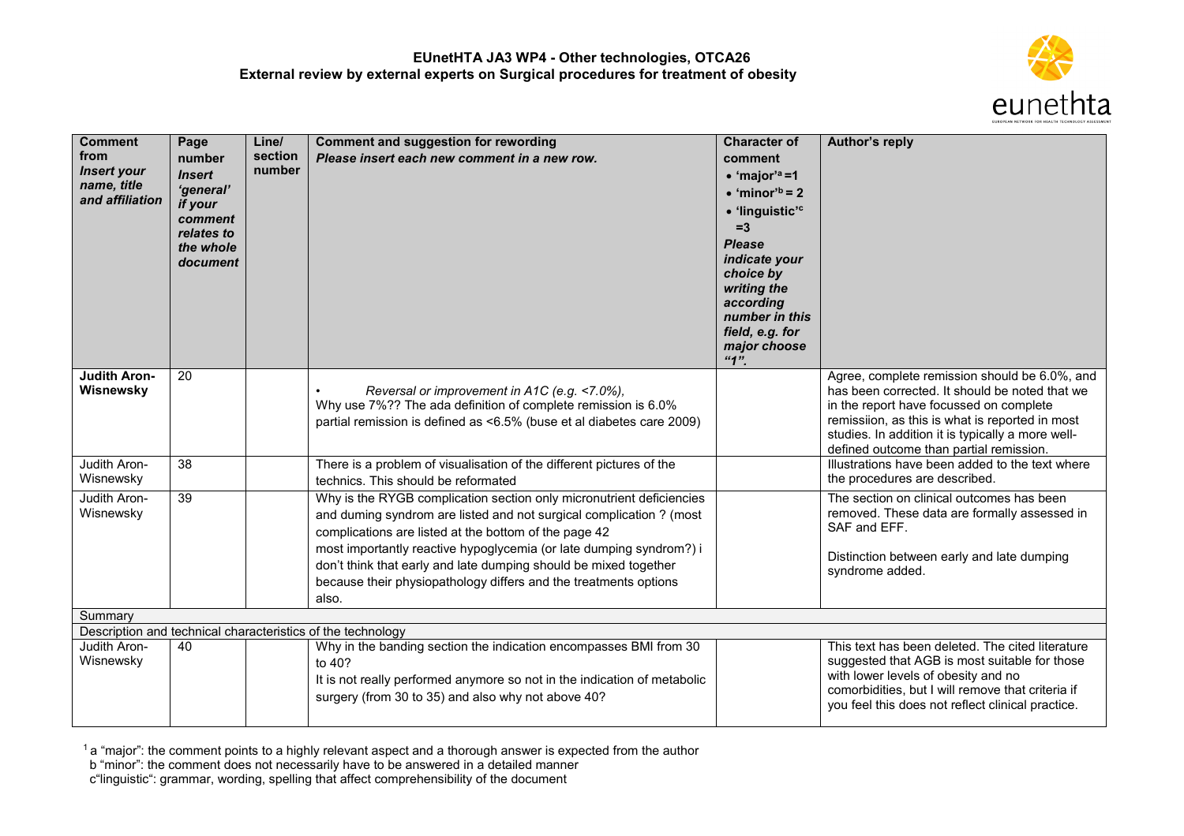# EUnetHTA JA3 WP4 - Other technologies, OTCA26

## External review by external experts on Surgical procedures for treatment of obesity

| Comment from *Insert your name, title and affiliation* | Page number *Insert 'general' if your comment relates to the whole document* | Line/ section number | Comment and suggestion for rewording *Please insert each new comment in a new row.* | Character of comment • 'major'[a] =1 • 'minor'[b] = 2 • 'linguistic'[c] =3 *Please indicate your choice by writing the according number in this field, e.g. for major choose "1".* | Author's reply |
|---|---|---|---|---|---|
| **Judith Aron-Wisnewsky** | 20 | | • *Reversal or improvement in A1C (e.g. <7.0%),* Why use 7%?? The ada definition of complete remission is 6.0% partial remission is defined as <6.5% (buse et al diabetes care 2009) | | Agree, complete remission should be 6.0%, and has been corrected. It should be noted that we in the report have focussed on complete remissiion, as this is what is reported in most studies. In addition it is typically a more well-defined outcome than partial remission. |
| Judith Aron-Wisnewsky | 38 | | There is a problem of visualisation of the different pictures of the technics. This should be reformated | | Illustrations have been added to the text where the procedures are described. |
| Judith Aron-Wisnewsky | 39 | | Why is the RYGB complication section only micronutrient deficiencies and duming syndrom are listed and not surgical complication ? (most complications are listed at the bottom of the page 42 most importantly reactive hypoglycemia (or late dumping syndrom?) i don't think that early and late dumping should be mixed together because their physiopathology differs and the treatments options also. | | The section on clinical outcomes has been removed. These data are formally assessed in SAF and EFF. Distinction between early and late dumping syndrome added. |
| Summary | | | | | |
| Description and technical characteristics of the technology | | | | | |
| Judith Aron-Wisnewsky | 40 | | Why in the banding section the indication encompasses BMI from 30 to 40? It is not really performed anymore so not in the indication of metabolic surgery (from 30 to 35) and also why not above 40? | | This text has been deleted. The cited literature suggested that AGB is most suitable for those with lower levels of obesity and no comorbidities, but I will remove that criteria if you feel this does not reflect clinical practice. |

[1] a "major": the comment points to a highly relevant aspect and a thorough answer is expected from the author
b "minor": the comment does not necessarily have to be answered in a detailed manner
c"linguistic": grammar, wording, spelling that affect comprehensibility of the document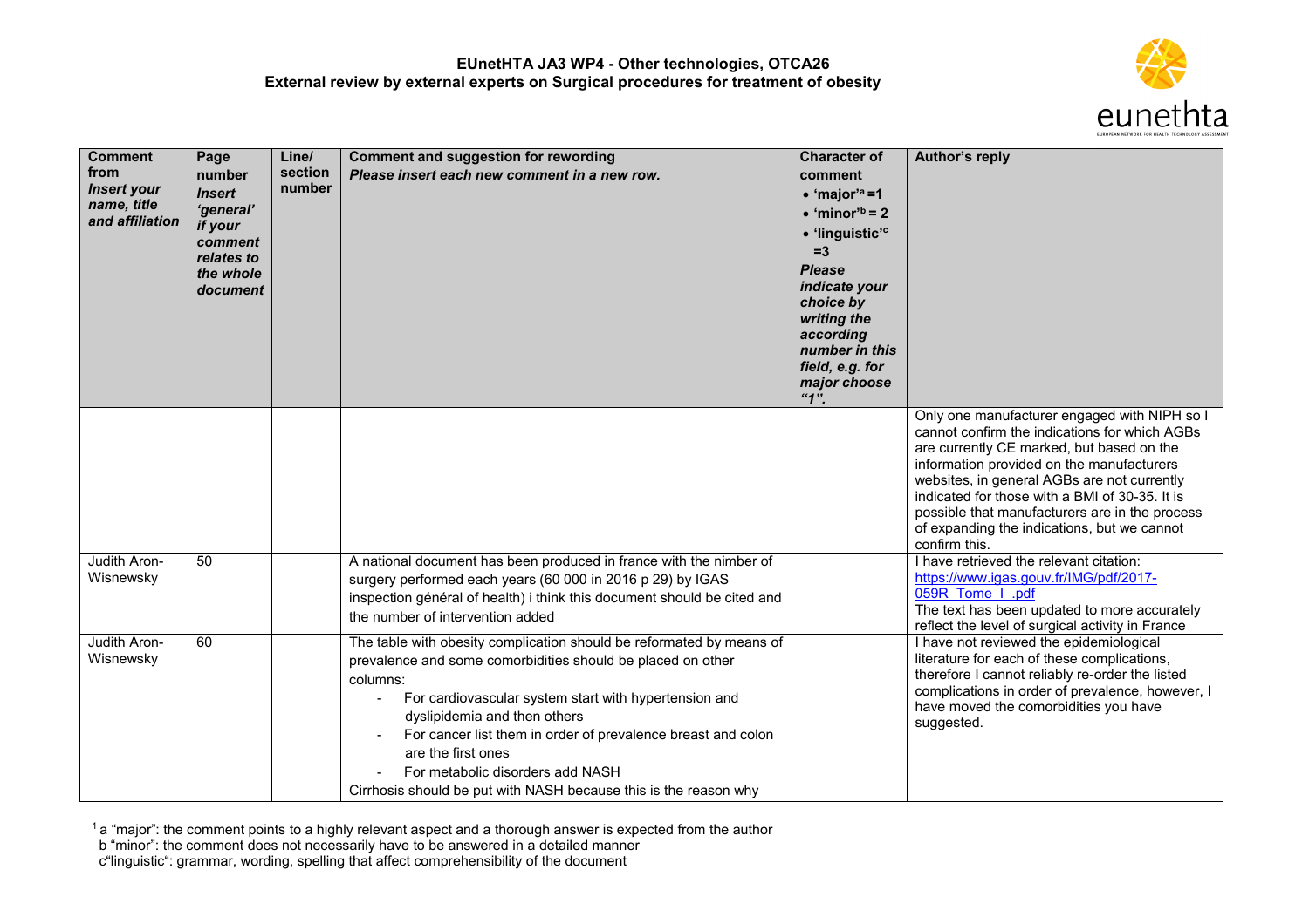**EUnetHTA JA3 WP4 - Other technologies, OTCA26**
**External review by external experts on Surgical procedures for treatment of obesity**

| Comment from *Insert your name, title and affiliation* | Page number *Insert 'general' if your comment relates to the whole document* | Line/ section number | Comment and suggestion for rewording *Please insert each new comment in a new row.* | Character of comment • 'major'[a] =1 • 'minor'[b] = 2 • 'linguistic'[c] =3 *Please indicate your choice by writing the according number in this field, e.g. for major choose "1".* | Author's reply |
|---|---|---|---|---|---|
| | | | | | Only one manufacturer engaged with NIPH so I cannot confirm the indications for which AGBs are currently CE marked, but based on the information provided on the manufacturers websites, in general AGBs are not currently indicated for those with a BMI of 30-35. It is possible that manufacturers are in the process of expanding the indications, but we cannot confirm this. |
| Judith Aron-Wisnewsky | 50 | | A national document has been produced in france with the nimber of surgery performed each years (60 000 in 2016 p 29) by IGAS inspection général of health) i think this document should be cited and the number of intervention added | | I have retrieved the relevant citation: https://www.igas.gouv.fr/IMG/pdf/2017-059R_Tome_I_.pdf The text has been updated to more accurately reflect the level of surgical activity in France |
| Judith Aron-Wisnewsky | 60 | | The table with obesity complication should be reformated by means of prevalence and some comorbidities should be placed on other columns: - For cardiovascular system start with hypertension and dyslipidemia and then others - For cancer list them in order of prevalence breast and colon are the first ones - For metabolic disorders add NASH Cirrhosis should be put with NASH because this is the reason why | | I have not reviewed the epidemiological literature for each of these complications, therefore I cannot reliably re-order the listed complications in order of prevalence, however, I have moved the comorbidities you have suggested. |

[1] a "major": the comment points to a highly relevant aspect and a thorough answer is expected from the author
b "minor": the comment does not necessarily have to be answered in a detailed manner
c"linguistic": grammar, wording, spelling that affect comprehensibility of the document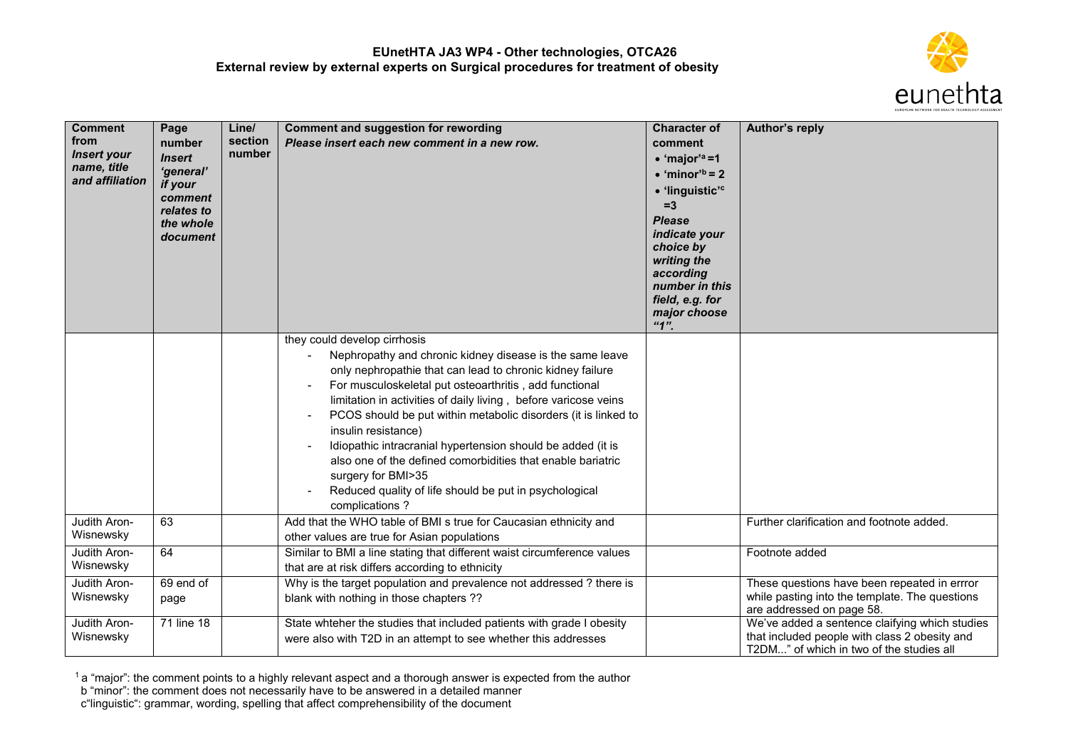# EUnetHTA JA3 WP4 - Other technologies, OTCA26
## External review by external experts on Surgical procedures for treatment of obesity

| Comment from *Insert your name, title and affiliation* | Page number *Insert 'general' if your comment relates to the whole document* | Line/ section number | Comment and suggestion for rewording *Please insert each new comment in a new row.* | Character of comment • 'major'[a] =1 • 'minor'[b] = 2 • 'linguistic'[c] =3 *Please indicate your choice by writing the according number in this field, e.g. for major choose "1".* | Author's reply |
|---|---|---|---|---|---|
| | | | they could develop cirrhosis<br>- Nephropathy and chronic kidney disease is the same leave only nephropathie that can lead to chronic kidney failure<br>- For musculoskeletal put osteoarthritis , add functional limitation in activities of daily living , before varicose veins<br>- PCOS should be put within metabolic disorders (it is linked to insulin resistance)<br>- Idiopathic intracranial hypertension should be added (it is also one of the defined comorbidities that enable bariatric surgery for BMI>35<br>- Reduced quality of life should be put in psychological complications ? | | |
| Judith Aron-Wisnewsky | 63 | | Add that the WHO table of BMI s true for Caucasian ethnicity and other values are true for Asian populations | | Further clarification and footnote added. |
| Judith Aron-Wisnewsky | 64 | | Similar to BMI a line stating that different waist circumference values that are at risk differs according to ethnicity | | Footnote added |
| Judith Aron-Wisnewsky | 69 end of page | | Why is the target population and prevalence not addressed ? there is blank with nothing in those chapters ?? | | These questions have been repeated in errror while pasting into the template. The questions are addressed on page 58. |
| Judith Aron-Wisnewsky | 71 line 18 | | State whteher the studies that included patients with grade I obesity were also with T2D in an attempt to see whether this addresses | | We've added a sentence claifying which studies that included people with class 2 obesity and T2DM..." of which in two of the studies all |

[1] a "major": the comment points to a highly relevant aspect and a thorough answer is expected from the author
b "minor": the comment does not necessarily have to be answered in a detailed manner
c"linguistic": grammar, wording, spelling that affect comprehensibility of the document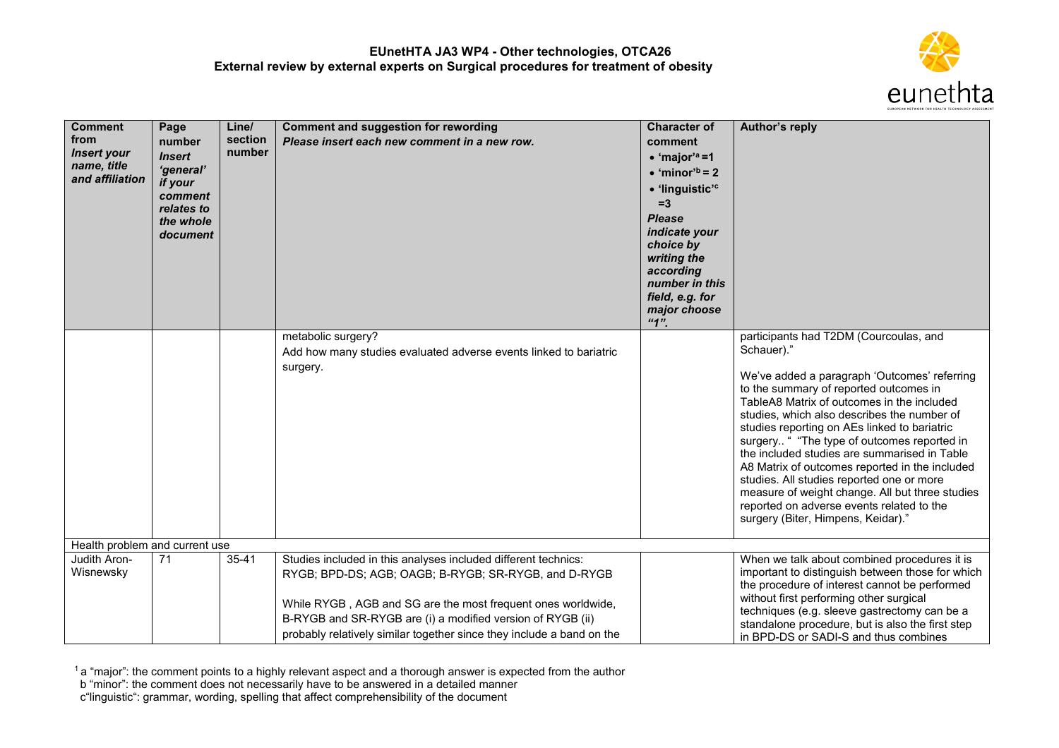| Comment from *Insert your name, title and affiliation* | Page number *Insert 'general' if your comment relates to the whole document* | Line/ section number | Comment and suggestion for rewording *Please insert each new comment in a new row.* | Character of comment • 'major'[a] =1 • 'minor'[b] = 2 • 'linguistic'[c] =3 *Please indicate your choice by writing the according number in this field, e.g. for major choose "1".* | Author's reply |
|---|---|---|---|---|---|
| | | | metabolic surgery?<br>Add how many studies evaluated adverse events linked to bariatric surgery. | | participants had T2DM (Courcoulas, and Schauer)."<br><br>We've added a paragraph 'Outcomes' referring to the summary of reported outcomes in TableA8 Matrix of outcomes in the included studies, which also describes the number of studies reporting on AEs linked to bariatric surgery.. " "The type of outcomes reported in the included studies are summarised in Table A8 Matrix of outcomes reported in the included studies. All studies reported one or more measure of weight change. All but three studies reported on adverse events related to the surgery (Biter, Himpens, Keidar)." |
| Health problem and current use | | | | | |
| Judith Aron-Wisnewsky | 71 | 35-41 | Studies included in this analyses included different technics: RYGB; BPD-DS; AGB; OAGB; B-RYGB; SR-RYGB, and D-RYGB<br><br>While RYGB , AGB and SG are the most frequent ones worldwide, B-RYGB and SR-RYGB are (i) a modified version of RYGB (ii) probably relatively similar together since they include a band on the | | When we talk about combined procedures it is important to distinguish between those for which the procedure of interest cannot be performed without first performing other surgical techniques (e.g. sleeve gastrectomy can be a standalone procedure, but is also the first step in BPD-DS or SADI-S and thus combines |

[1] a "major": the comment points to a highly relevant aspect and a thorough answer is expected from the author
b "minor": the comment does not necessarily have to be answered in a detailed manner
c"linguistic": grammar, wording, spelling that affect comprehensibility of the document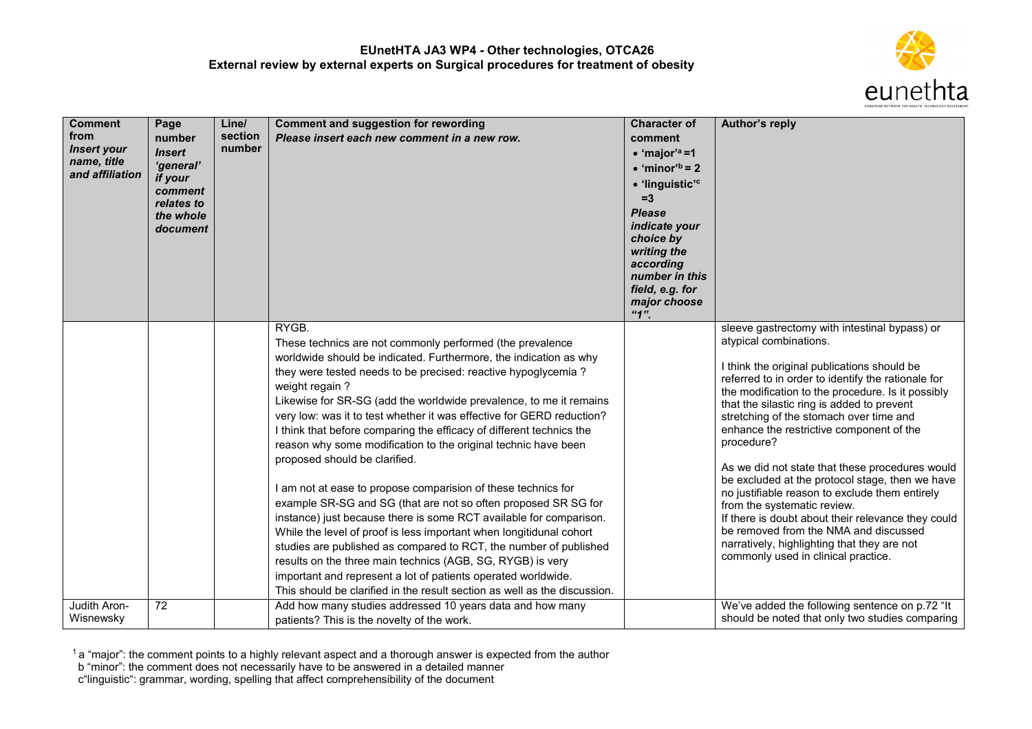**EUnetHTA JA3 WP4 - Other technologies, OTCA26**
**External review by external experts on Surgical procedures for treatment of obesity**

| Comment from *Insert your name, title and affiliation* | Page number *Insert 'general' if your comment relates to the whole document* | Line/ section number | Comment and suggestion for rewording *Please insert each new comment in a new row.* | Character of comment • 'major'[a] =1 • 'minor'[b] = 2 • 'linguistic'[c] =3 *Please indicate your choice by writing the according number in this field, e.g. for major choose "1".* | Author's reply |
|---|---|---|---|---|---|
| | | | RYGB.<br>These technics are not commonly performed (the prevalence worldwide should be indicated. Furthermore, the indication as why they were tested needs to be precised: reactive hypoglycemia ? weight regain ?<br>Likewise for SR-SG (add the worldwide prevalence, to me it remains very low: was it to test whether it was effective for GERD reduction? I think that before comparing the efficacy of different technics the reason why some modification to the original technic have been proposed should be clarified.<br><br>I am not at ease to propose comparision of these technics for example SR-SG and SG (that are not so often proposed SR SG for instance) just because there is some RCT available for comparison. While the level of proof is less important when longitudinal cohort studies are published as compared to RCT, the number of published results on the three main technics (AGB, SG, RYGB) is very important and represent a lot of patients operated worldwide.<br>This should be clarified in the result section as well as the discussion. | | sleeve gastrectomy with intestinal bypass) or atypical combinations.<br><br>I think the original publications should be referred to in order to identify the rationale for the modification to the procedure. Is it possibly that the silastic ring is added to prevent stretching of the stomach over time and enhance the restrictive component of the procedure?<br><br>As we did not state that these procedures would be excluded at the protocol stage, then we have no justifiable reason to exclude them entirely from the systematic review.<br>If there is doubt about their relevance they could be removed from the NMA and discussed narratively, highlighting that they are not commonly used in clinical practice. |
| Judith Aron-Wisnewsky | 72 | | Add how many studies addressed 10 years data and how many patients? This is the novelty of the work. | | We've added the following sentence on p.72 "It should be noted that only two studies comparing |

[1] a "major": the comment points to a highly relevant aspect and a thorough answer is expected from the author
b "minor": the comment does not necessarily have to be answered in a detailed manner
c"linguistic": grammar, wording, spelling that affect comprehensibility of the document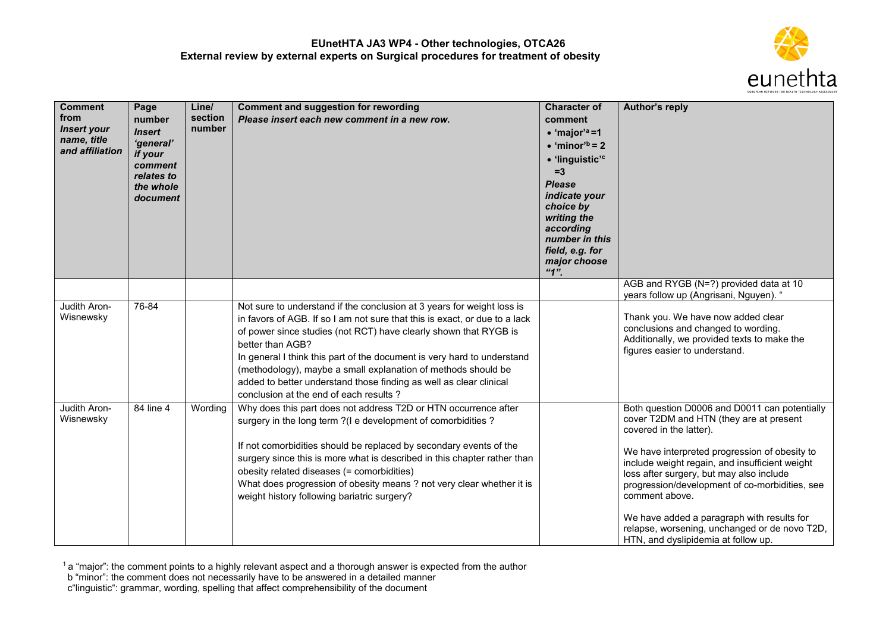# EUnetHTA JA3 WP4 - Other technologies, OTCA26
## External review by external experts on Surgical procedures for treatment of obesity

| Comment from *Insert your name, title and affiliation* | Page number *Insert 'general' if your comment relates to the whole document* | Line/ section number | Comment and suggestion for rewording *Please insert each new comment in a new row.* | Character of comment • 'major'[a] =1 • 'minor'[b] = 2 • 'linguistic'[c] =3 *Please indicate your choice by writing the according number in this field, e.g. for major choose "1".* | Author's reply |
|---|---|---|---|---|---|
| | | | | | AGB and RYGB (N=?) provided data at 10 years follow up (Angrisani, Nguyen). " |
| Judith Aron-Wisnewsky | 76-84 | | Not sure to understand if the conclusion at 3 years for weight loss is in favors of AGB. If so I am not sure that this is exact, or due to a lack of power since studies (not RCT) have clearly shown that RYGB is better than AGB?<br>In general I think this part of the document is very hard to understand (methodology), maybe a small explanation of methods should be added to better understand those finding as well as clear clinical conclusion at the end of each results ? | | Thank you. We have now added clear conclusions and changed to wording. Additionally, we provided texts to make the figures easier to understand. |
| Judith Aron-Wisnewsky | 84 line 4 | Wording | Why does this part does not address T2D or HTN occurrence after surgery in the long term ?(I e development of comorbidities ?<br><br>If not comorbidities should be replaced by secondary events of the surgery since this is more what is described in this chapter rather than obesity related diseases (= comorbidities)<br>What does progression of obesity means ? not very clear whether it is weight history following bariatric surgery? | | Both question D0006 and D0011 can potentially cover T2DM and HTN (they are at present covered in the latter).<br><br>We have interpreted progression of obesity to include weight regain, and insufficient weight loss after surgery, but may also include progression/development of co-morbidities, see comment above.<br><br>We have added a paragraph with results for relapse, worsening, unchanged or de novo T2D, HTN, and dyslipidemia at follow up. |

[1] a "major": the comment points to a highly relevant aspect and a thorough answer is expected from the author
b "minor": the comment does not necessarily have to be answered in a detailed manner
c"linguistic": grammar, wording, spelling that affect comprehensibility of the document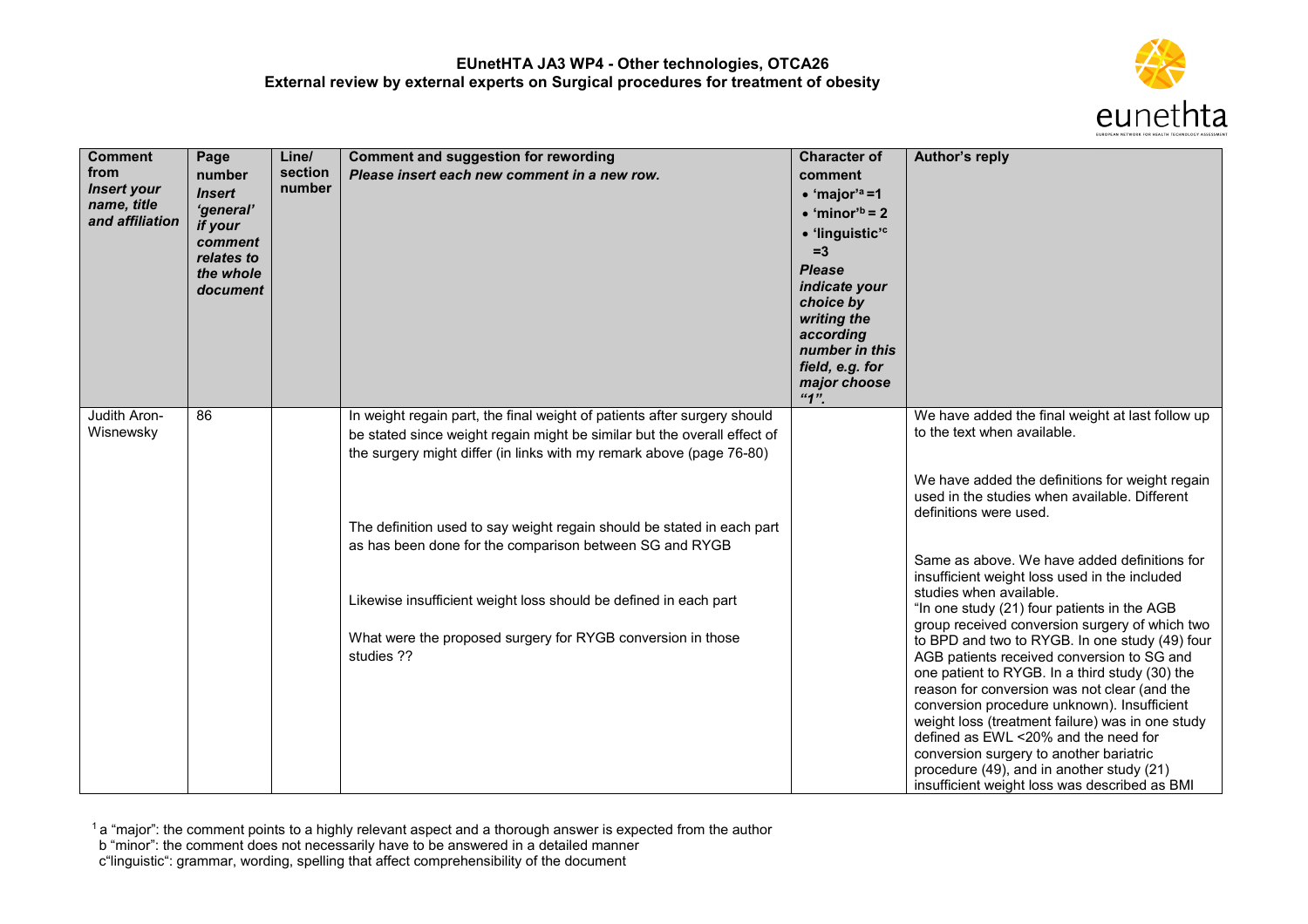**EUnetHTA JA3 WP4 - Other technologies, OTCA26**
**External review by external experts on Surgical procedures for treatment of obesity**

| **Comment from** *Insert your name, title and affiliation* | **Page number** *Insert 'general' if your comment relates to the whole document* | **Line/ section number** | **Comment and suggestion for rewording** *Please insert each new comment in a new row.* | **Character of comment** • 'major'[a] =1 • 'minor'[b] = 2 • 'linguistic'[c] =3 *Please indicate your choice by writing the according number in this field, e.g. for major choose "1".* | **Author's reply** |
|---|---|---|---|---|---|
| Judith Aron-Wisnewsky | 86 | | In weight regain part, the final weight of patients after surgery should be stated since weight regain might be similar but the overall effect of the surgery might differ (in links with my remark above (page 76-80)<br><br>The definition used to say weight regain should be stated in each part as has been done for the comparison between SG and RYGB<br><br>Likewise insufficient weight loss should be defined in each part<br><br>What were the proposed surgery for RYGB conversion in those studies ?? | | We have added the final weight at last follow up to the text when available.<br><br>We have added the definitions for weight regain used in the studies when available. Different definitions were used.<br><br>Same as above. We have added definitions for insufficient weight loss used in the included studies when available.<br>"In one study (21) four patients in the AGB group received conversion surgery of which two to BPD and two to RYGB. In one study (49) four AGB patients received conversion to SG and one patient to RYGB. In a third study (30) the reason for conversion was not clear (and the conversion procedure unknown). Insufficient weight loss (treatment failure) was in one study defined as EWL <20% and the need for conversion surgery to another bariatric procedure (49), and in another study (21) insufficient weight loss was described as BMI |

[1] a "major": the comment points to a highly relevant aspect and a thorough answer is expected from the author
b "minor": the comment does not necessarily have to be answered in a detailed manner
c"linguistic": grammar, wording, spelling that affect comprehensibility of the document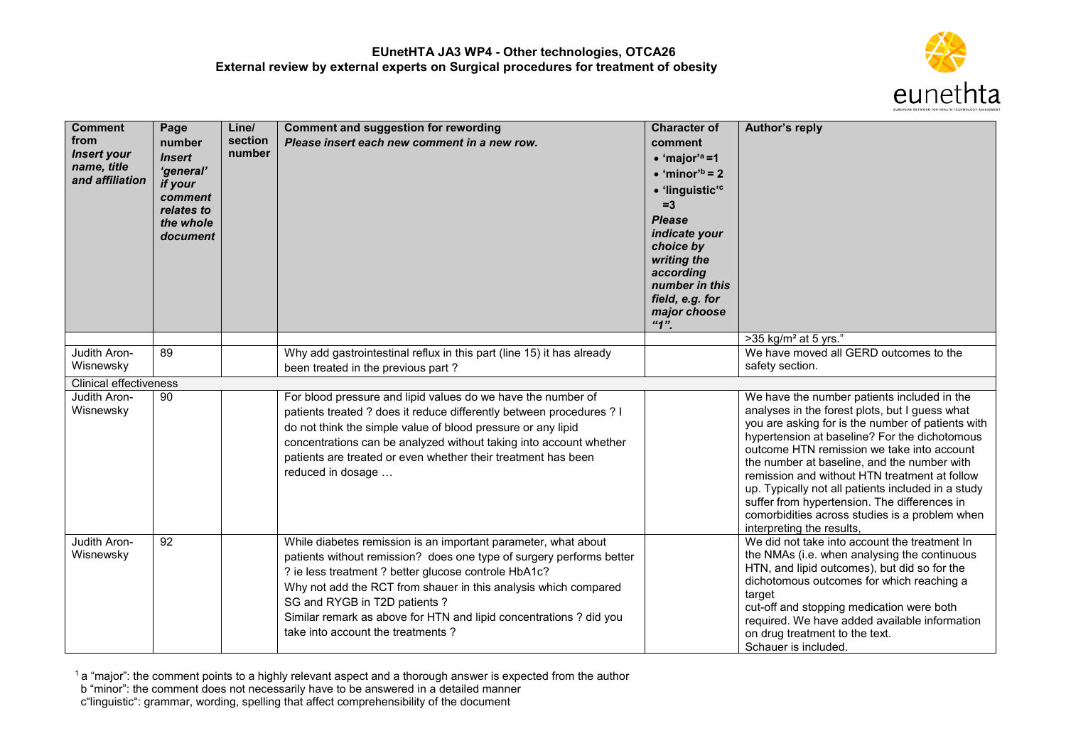| Comment from *Insert your name, title and affiliation* | Page number *Insert 'general' if your comment relates to the whole document* | Line/ section number | Comment and suggestion for rewording *Please insert each new comment in a new row.* | Character of comment • 'major'[a] =1 • 'minor'[b] = 2 • 'linguistic'[c] =3 *Please indicate your choice by writing the according number in this field, e.g. for major choose "1".* | Author's reply |
|---|---|---|---|---|---|
| | | | | | >35 kg/m² at 5 yrs." |
| Judith Aron-Wisnewsky | 89 | | Why add gastrointestinal reflux in this part (line 15) it has already been treated in the previous part ? | | We have moved all GERD outcomes to the safety section. |
| Clinical effectiveness | | | | | |
| Judith Aron-Wisnewsky | 90 | | For blood pressure and lipid values do we have the number of patients treated ? does it reduce differently between procedures ? I do not think the simple value of blood pressure or any lipid concentrations can be analyzed without taking into account whether patients are treated or even whether their treatment has been reduced in dosage … | | We have the number patients included in the analyses in the forest plots, but I guess what you are asking for is the number of patients with hypertension at baseline? For the dichotomous outcome HTN remission we take into account the number at baseline, and the number with remission and without HTN treatment at follow up. Typically not all patients included in a study suffer from hypertension. The differences in comorbidities across studies is a problem when interpreting the results, |
| Judith Aron-Wisnewsky | 92 | | While diabetes remission is an important parameter, what about patients without remission? does one type of surgery performs better ? ie less treatment ? better glucose controle HbA1c? Why not add the RCT from shauer in this analysis which compared SG and RYGB in T2D patients ? Similar remark as above for HTN and lipid concentrations ? did you take into account the treatments ? | | We did not take into account the treatment In the NMAs (i.e. when analysing the continuous HTN, and lipid outcomes), but did so for the dichotomous outcomes for which reaching a target cut-off and stopping medication were both required. We have added available information on drug treatment to the text. Schauer is included. |

[1] a "major": the comment points to a highly relevant aspect and a thorough answer is expected from the author
b "minor": the comment does not necessarily have to be answered in a detailed manner
c"linguistic": grammar, wording, spelling that affect comprehensibility of the document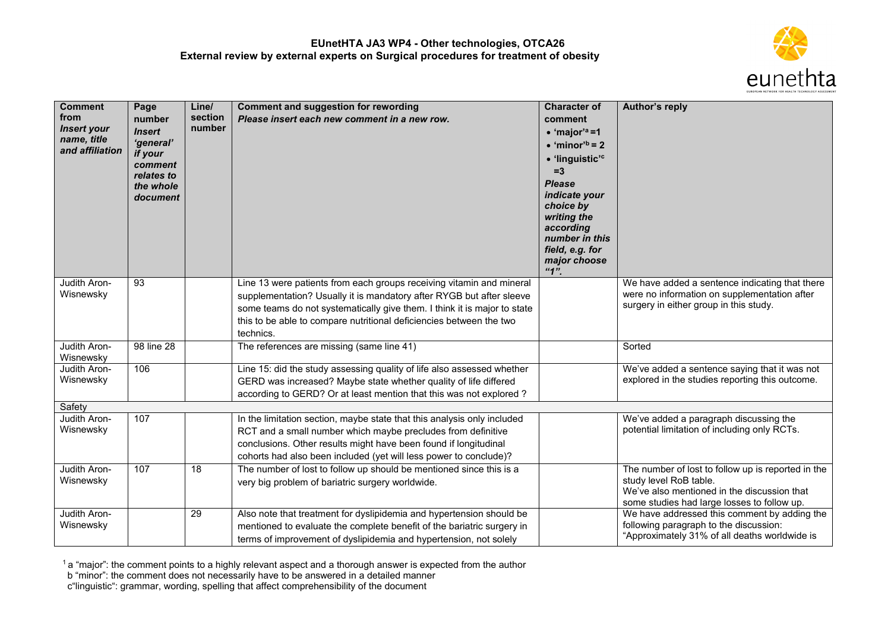**EUnetHTA JA3 WP4 - Other technologies, OTCA26**
**External review by external experts on Surgical procedures for treatment of obesity**

| Comment from *Insert your name, title and affiliation* | Page number *Insert 'general' if your comment relates to the whole document* | Line/ section number | Comment and suggestion for rewording *Please insert each new comment in a new row.* | Character of comment • 'major'[a] =1 • 'minor'[b] = 2 • 'linguistic'[c] =3 *Please indicate your choice by writing the according number in this field, e.g. for major choose "1".* | Author's reply |
|---|---|---|---|---|---|
| Judith Aron-Wisnewsky | 93 | | Line 13 were patients from each groups receiving vitamin and mineral supplementation? Usually it is mandatory after RYGB but after sleeve some teams do not systematically give them. I think it is major to state this to be able to compare nutritional deficiencies between the two technics. | | We have added a sentence indicating that there were no information on supplementation after surgery in either group in this study. |
| Judith Aron-Wisnewsky | 98 line 28 | | The references are missing (same line 41) | | Sorted |
| Judith Aron-Wisnewsky | 106 | | Line 15: did the study assessing quality of life also assessed whether GERD was increased? Maybe state whether quality of life differed according to GERD? Or at least mention that this was not explored ? | | We've added a sentence saying that it was not explored in the studies reporting this outcome. |
| Safety | | | | | |
| Judith Aron-Wisnewsky | 107 | | In the limitation section, maybe state that this analysis only included RCT and a small number which maybe precludes from definitive conclusions. Other results might have been found if longitudinal cohorts had also been included (yet will less power to conclude)? | | We've added a paragraph discussing the potential limitation of including only RCTs. |
| Judith Aron-Wisnewsky | 107 | 18 | The number of lost to follow up should be mentioned since this is a very big problem of bariatric surgery worldwide. | | The number of lost to follow up is reported in the study level RoB table. We've also mentioned in the discussion that some studies had large losses to follow up. |
| Judith Aron-Wisnewsky | | 29 | Also note that treatment for dyslipidemia and hypertension should be mentioned to evaluate the complete benefit of the bariatric surgery in terms of improvement of dyslipidemia and hypertension, not solely | | We have addressed this comment by adding the following paragraph to the discussion: "Approximately 31% of all deaths worldwide is |

[1] a "major": the comment points to a highly relevant aspect and a thorough answer is expected from the author
b "minor": the comment does not necessarily have to be answered in a detailed manner
c"linguistic": grammar, wording, spelling that affect comprehensibility of the document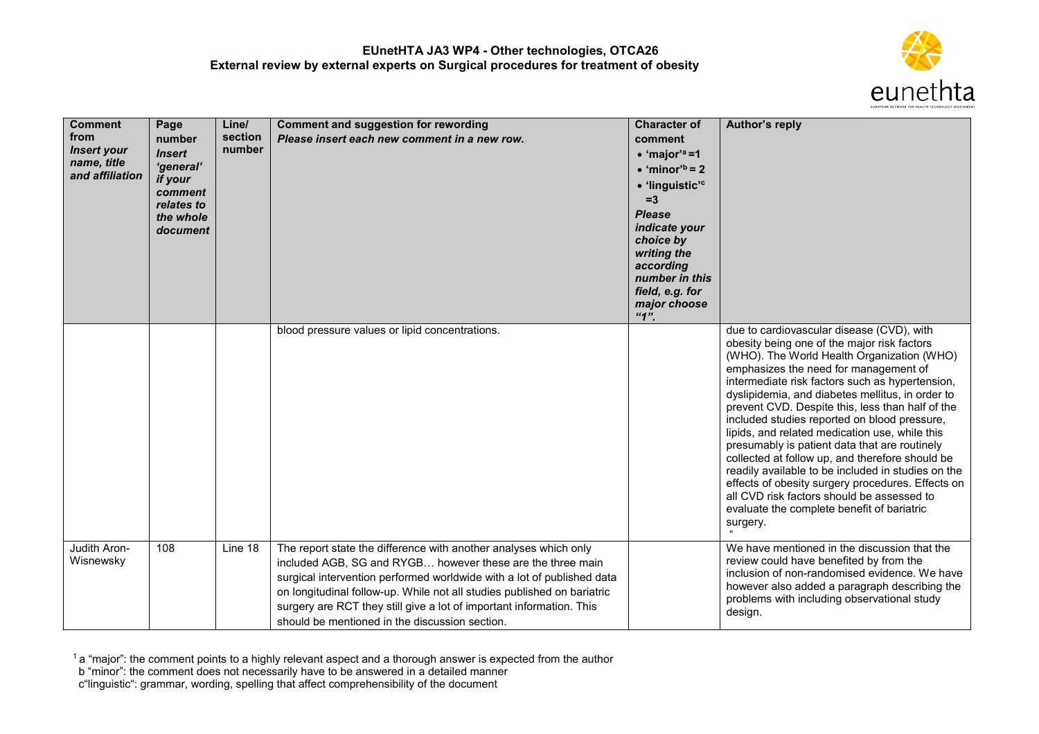| Comment from *Insert your name, title and affiliation* | Page number *Insert 'general' if your comment relates to the whole document* | Line/ section number | Comment and suggestion for rewording *Please insert each new comment in a new row.* | Character of comment • 'major'[a] =1 • 'minor'[b] = 2 • 'linguistic'[c] =3 *Please indicate your choice by writing the according number in this field, e.g. for major choose "1".* | Author's reply |
|---|---|---|---|---|---|
| | | | blood pressure values or lipid concentrations. | | due to cardiovascular disease (CVD), with obesity being one of the major risk factors (WHO). The World Health Organization (WHO) emphasizes the need for management of intermediate risk factors such as hypertension, dyslipidemia, and diabetes mellitus, in order to prevent CVD. Despite this, less than half of the included studies reported on blood pressure, lipids, and related medication use, while this presumably is patient data that are routinely collected at follow up, and therefore should be readily available to be included in studies on the effects of obesity surgery procedures. Effects on all CVD risk factors should be assessed to evaluate the complete benefit of bariatric surgery. " |
| Judith Aron-Wisnewsky | 108 | Line 18 | The report state the difference with another analyses which only included AGB, SG and RYGB… however these are the three main surgical intervention performed worldwide with a lot of published data on longitudinal follow-up. While not all studies published on bariatric surgery are RCT they still give a lot of important information. This should be mentioned in the discussion section. | | We have mentioned in the discussion that the review could have benefited by from the inclusion of non-randomised evidence. We have however also added a paragraph describing the problems with including observational study design. |

[1] a "major": the comment points to a highly relevant aspect and a thorough answer is expected from the author
b "minor": the comment does not necessarily have to be answered in a detailed manner
c"linguistic": grammar, wording, spelling that affect comprehensibility of the document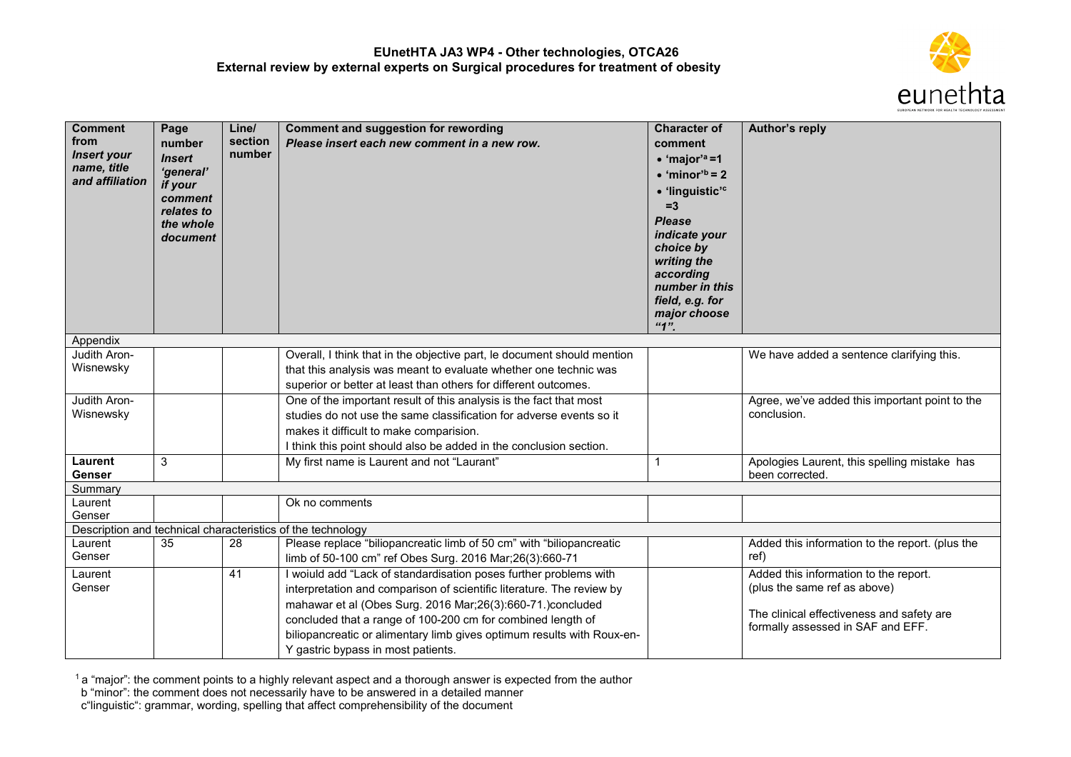**EUnetHTA JA3 WP4 - Other technologies, OTCA26**
**External review by external experts on Surgical procedures for treatment of obesity**

| **Comment from** *Insert your name, title and affiliation* | **Page number** *Insert 'general' if your comment relates to the whole document* | **Line/ section number** | **Comment and suggestion for rewording** *Please insert each new comment in a new row.* | **Character of comment** • **'major'[a] =1** • **'minor'[b] = 2** • **'linguistic'[c] =3** *Please indicate your choice by writing the according number in this field, e.g. for major choose "1".* | **Author's reply** |
|---|---|---|---|---|---|
| Appendix | | | | | |
| Judith Aron-Wisnewsky | | | Overall, I think that in the objective part, le document should mention that this analysis was meant to evaluate whether one technic was superior or better at least than others for different outcomes. | | We have added a sentence clarifying this. |
| Judith Aron-Wisnewsky | | | One of the important result of this analysis is the fact that most studies do not use the same classification for adverse events so it makes it difficult to make comparision. I think this point should also be added in the conclusion section. | | Agree, we've added this important point to the conclusion. |
| **Laurent Genser** | 3 | | My first name is Laurent and not "Laurant" | 1 | Apologies Laurent, this spelling mistake has been corrected. |
| Summary | | | | | |
| Laurent Genser | | | Ok no comments | | |
| Description and technical characteristics of the technology | | | | | |
| Laurent Genser | 35 | 28 | Please replace "biliopancreatic limb of 50 cm" with "biliopancreatic limb of 50-100 cm" ref Obes Surg. 2016 Mar;26(3):660-71 | | Added this information to the report. (plus the ref) |
| Laurent Genser | | 41 | I woiuld add "Lack of standardisation poses further problems with interpretation and comparison of scientific literature. The review by mahawar et al (Obes Surg. 2016 Mar;26(3):660-71.)concluded concluded that a range of 100-200 cm for combined length of biliopancreatic or alimentary limb gives optimum results with Roux-en-Y gastric bypass in most patients. | | Added this information to the report. (plus the same ref as above)<br><br>The clinical effectiveness and safety are formally assessed in SAF and EFF. |

[1] a "major": the comment points to a highly relevant aspect and a thorough answer is expected from the author
b "minor": the comment does not necessarily have to be answered in a detailed manner
c"linguistic": grammar, wording, spelling that affect comprehensibility of the document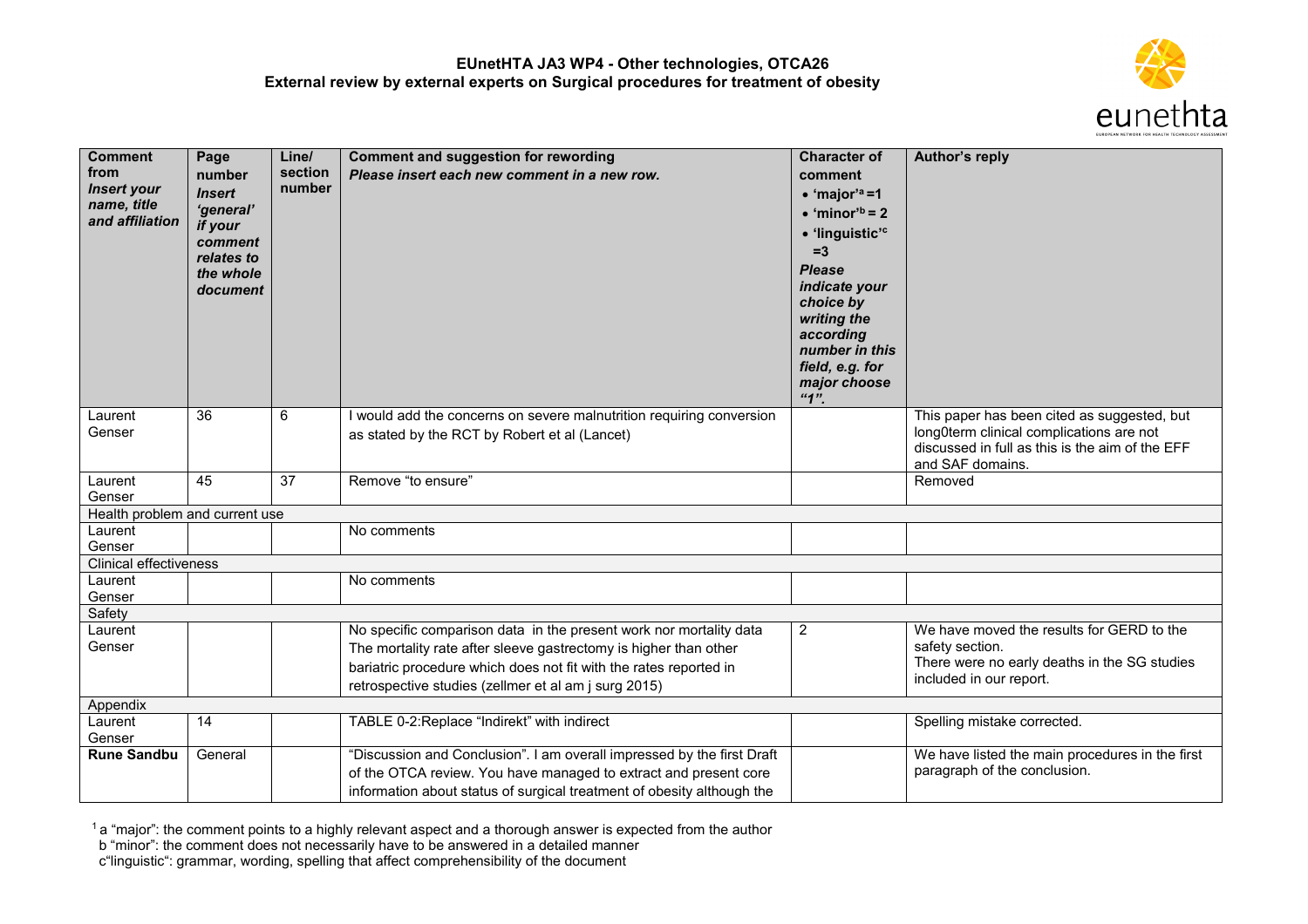**EUnetHTA JA3 WP4 - Other technologies, OTCA26**
**External review by external experts on Surgical procedures for treatment of obesity**

| **Comment from** ***Insert your name, title and affiliation*** | **Page number** ***Insert 'general' if your comment relates to the whole document*** | **Line/ section number** | **Comment and suggestion for rewording** ***Please insert each new comment in a new row.*** | **Character of comment** • **'major'[a] =1** • **'minor'[b] = 2** • **'linguistic'[c] =3** ***Please indicate your choice by writing the according number in this field, e.g. for major choose "1".*** | **Author's reply** |
|---|---|---|---|---|---|
| Laurent Genser | 36 | 6 | I would add the concerns on severe malnutrition requiring conversion as stated by the RCT by Robert et al (Lancet) | | This paper has been cited as suggested, but long0term clinical complications are not discussed in full as this is the aim of the EFF and SAF domains. |
| Laurent Genser | 45 | 37 | Remove "to ensure" | | Removed |
| Health problem and current use | | | | | |
| Laurent Genser | | | No comments | | |
| Clinical effectiveness | | | | | |
| Laurent Genser | | | No comments | | |
| Safety | | | | | |
| Laurent Genser | | | No specific comparison data in the present work nor mortality data The mortality rate after sleeve gastrectomy is higher than other bariatric procedure which does not fit with the rates reported in retrospective studies (zellmer et al am j surg 2015) | 2 | We have moved the results for GERD to the safety section. There were no early deaths in the SG studies included in our report. |
| Appendix | | | | | |
| Laurent Genser | 14 | | TABLE 0-2:Replace "Indirekt" with indirect | | Spelling mistake corrected. |
| **Rune Sandbu** | General | | "Discussion and Conclusion". I am overall impressed by the first Draft of the OTCA review. You have managed to extract and present core information about status of surgical treatment of obesity although the | | We have listed the main procedures in the first paragraph of the conclusion. |

[1] a "major": the comment points to a highly relevant aspect and a thorough answer is expected from the author
b "minor": the comment does not necessarily have to be answered in a detailed manner
c"linguistic": grammar, wording, spelling that affect comprehensibility of the document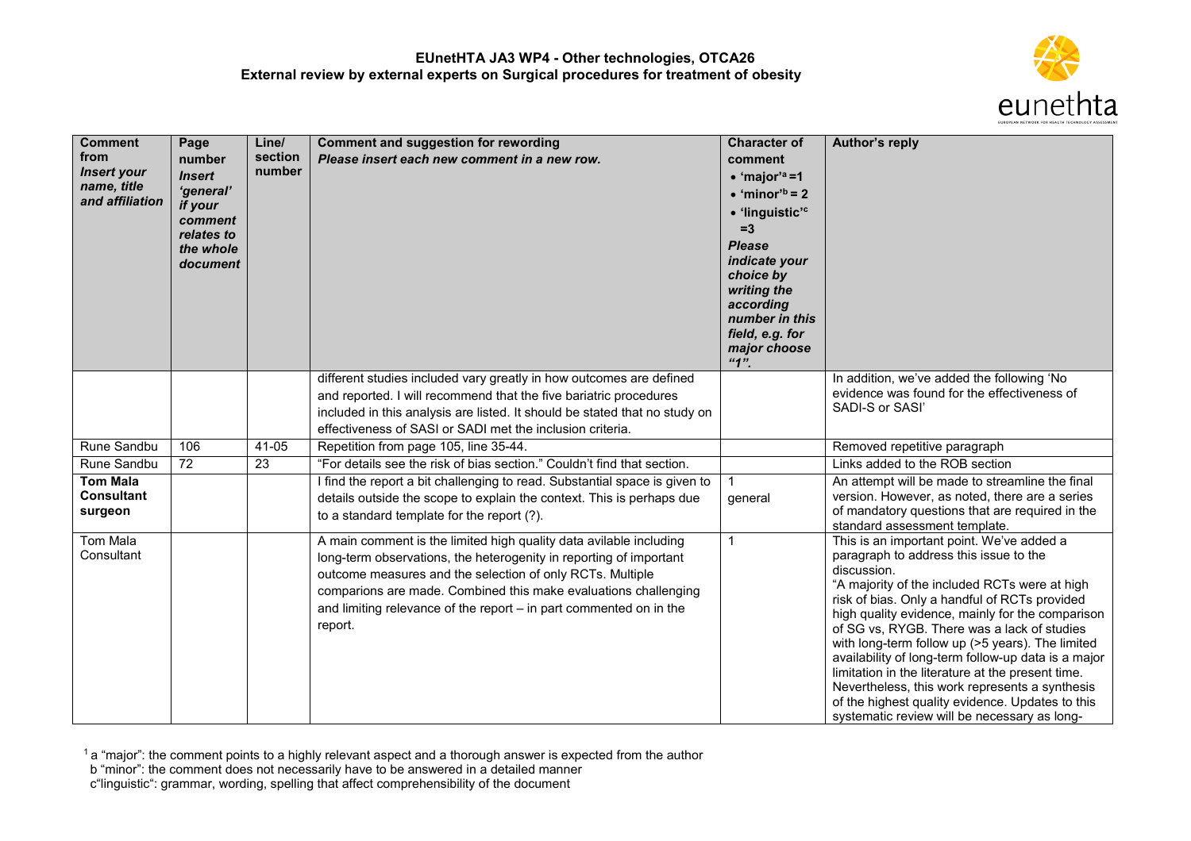**EUnetHTA JA3 WP4 - Other technologies, OTCA26**
**External review by external experts on Surgical procedures for treatment of obesity**

| Comment from *Insert your name, title and affiliation* | Page number *Insert 'general' if your comment relates to the whole document* | Line/ section number | Comment and suggestion for rewording *Please insert each new comment in a new row.* | Character of comment • 'major'[a] =1 • 'minor'[b] = 2 • 'linguistic'[c] =3 *Please indicate your choice by writing the according number in this field, e.g. for major choose "1".* | Author's reply |
|---|---|---|---|---|---|
| | | | different studies included vary greatly in how outcomes are defined and reported. I will recommend that the five bariatric procedures included in this analysis are listed. It should be stated that no study on effectiveness of SASI or SADI met the inclusion criteria. | | In addition, we've added the following 'No evidence was found for the effectiveness of SADI-S or SASI' |
| Rune Sandbu | 106 | 41-05 | Repetition from page 105, line 35-44. | | Removed repetitive paragraph |
| Rune Sandbu | 72 | 23 | "For details see the risk of bias section." Couldn't find that section. | | Links added to the ROB section |
| **Tom Mala Consultant surgeon** | | | I find the report a bit challenging to read. Substantial space is given to details outside the scope to explain the context. This is perhaps due to a standard template for the report (?). | 1 general | An attempt will be made to streamline the final version. However, as noted, there are a series of mandatory questions that are required in the standard assessment template. |
| Tom Mala Consultant | | | A main comment is the limited high quality data avilable including long-term observations, the heterogenity in reporting of important outcome measures and the selection of only RCTs. Multiple comparions are made. Combined this make evaluations challenging and limiting relevance of the report – in part commented on in the report. | 1 | This is an important point. We've added a paragraph to address this issue to the discussion. "A majority of the included RCTs were at high risk of bias. Only a handful of RCTs provided high quality evidence, mainly for the comparison of SG vs, RYGB. There was a lack of studies with long-term follow up (>5 years). The limited availability of long-term follow-up data is a major limitation in the literature at the present time. Nevertheless, this work represents a synthesis of the highest quality evidence. Updates to this systematic review will be necessary as long- |

[1] a "major": the comment points to a highly relevant aspect and a thorough answer is expected from the author
b "minor": the comment does not necessarily have to be answered in a detailed manner
c"linguistic": grammar, wording, spelling that affect comprehensibility of the document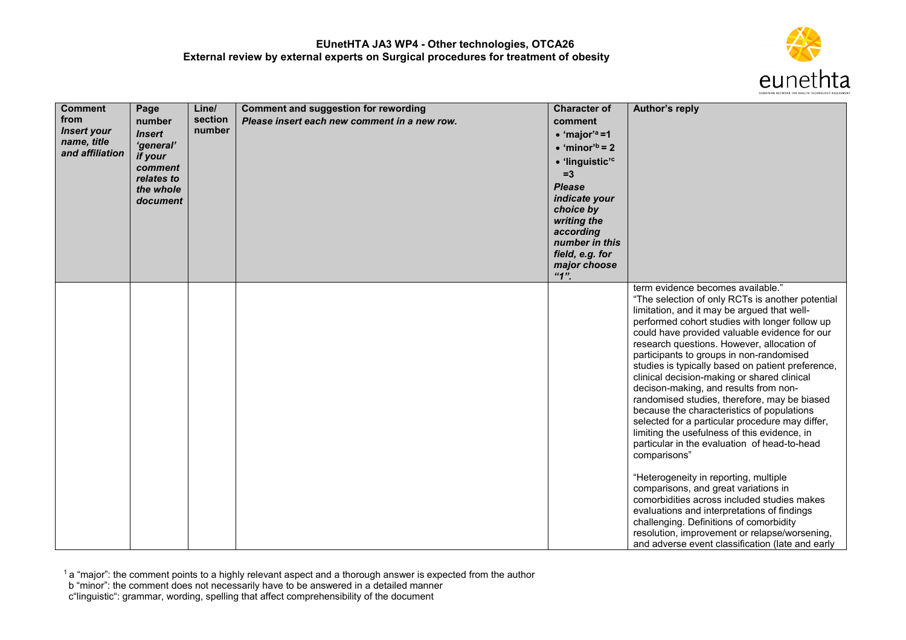**EUnetHTA JA3 WP4 - Other technologies, OTCA26**
**External review by external experts on Surgical procedures for treatment of obesity**

| **Comment from** *Insert your name, title and affiliation* | **Page number** *Insert 'general' if your comment relates to the whole document* | **Line/ section number** | **Comment and suggestion for rewording** *Please insert each new comment in a new row.* | **Character of comment** • 'major'[a] =1 • 'minor'[b] = 2 • 'linguistic'[c] =3 *Please indicate your choice by writing the according number in this field, e.g. for major choose "1".* | **Author's reply** |
|---|---|---|---|---|---|
| | | | | | term evidence becomes available." "The selection of only RCTs is another potential limitation, and it may be argued that well-performed cohort studies with longer follow up could have provided valuable evidence for our research questions. However, allocation of participants to groups in non-randomised studies is typically based on patient preference, clinical decision-making or shared clinical decison-making, and results from non-randomised studies, therefore, may be biased because the characteristics of populations selected for a particular procedure may differ, limiting the usefulness of this evidence, in particular in the evaluation of head-to-head comparisons" "Heterogeneity in reporting, multiple comparisons, and great variations in comorbidities across included studies makes evaluations and interpretations of findings challenging. Definitions of comorbidity resolution, improvement or relapse/worsening, and adverse event classification (late and early |

[1] a "major": the comment points to a highly relevant aspect and a thorough answer is expected from the author
b "minor": the comment does not necessarily have to be answered in a detailed manner
c"linguistic": grammar, wording, spelling that affect comprehensibility of the document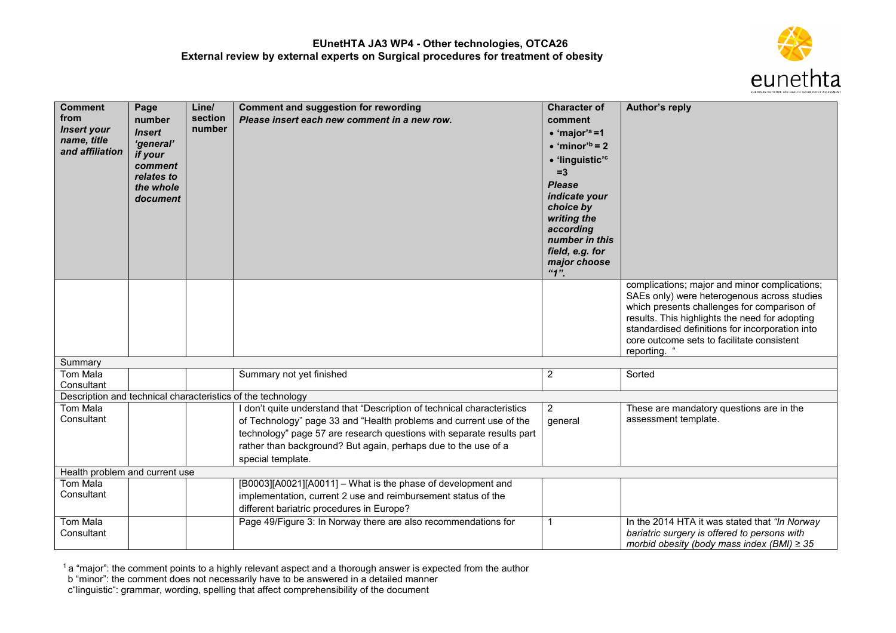# EUnetHTA JA3 WP4 - Other technologies, OTCA26
## External review by external experts on Surgical procedures for treatment of obesity

| Comment from *Insert your name, title and affiliation* | Page number *Insert 'general' if your comment relates to the whole document* | Line/ section number | Comment and suggestion for rewording *Please insert each new comment in a new row.* | Character of comment • 'major'[a] =1 • 'minor'[b] = 2 • 'linguistic'[c] =3 *Please indicate your choice by writing the according number in this field, e.g. for major choose "1".* | Author's reply |
|---|---|---|---|---|---|
| | | | | | complications; major and minor complications; SAEs only) were heterogenous across studies which presents challenges for comparison of results. This highlights the need for adopting standardised definitions for incorporation into core outcome sets to facilitate consistent reporting. " |
| Summary | | | | | |
| Tom Mala Consultant | | | Summary not yet finished | 2 | Sorted |
| Description and technical characteristics of the technology | | | | | |
| Tom Mala Consultant | | | I don't quite understand that "Description of technical characteristics of Technology" page 33 and "Health problems and current use of the technology" page 57 are research questions with separate results part rather than background? But again, perhaps due to the use of a special template. | 2 general | These are mandatory questions are in the assessment template. |
| Health problem and current use | | | | | |
| Tom Mala Consultant | | | [B0003][A0021][A0011] – What is the phase of development and implementation, current 2 use and reimbursement status of the different bariatric procedures in Europe? | | |
| Tom Mala Consultant | | | Page 49/Figure 3: In Norway there are also recommendations for | 1 | In the 2014 HTA it was stated that *"In Norway bariatric surgery is offered to persons with morbid obesity (body mass index (BMI) ≥ 35* |

[1] a "major": the comment points to a highly relevant aspect and a thorough answer is expected from the author
b "minor": the comment does not necessarily have to be answered in a detailed manner
c"linguistic": grammar, wording, spelling that affect comprehensibility of the document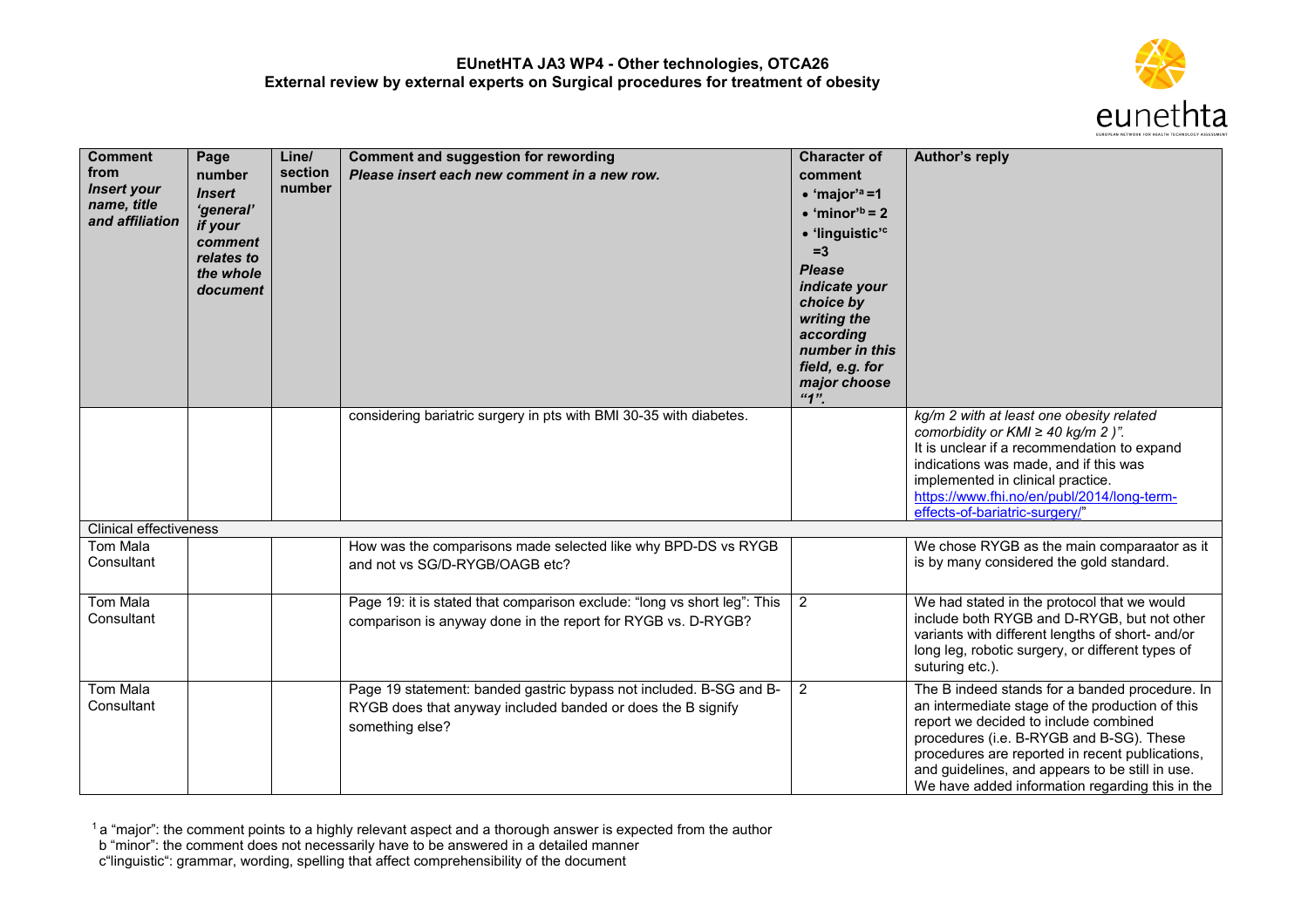# EUnetHTA JA3 WP4 - Other technologies, OTCA26
## External review by external experts on Surgical procedures for treatment of obesity

| Comment from *Insert your name, title and affiliation* | Page number *Insert 'general' if your comment relates to the whole document* | Line/ section number | Comment and suggestion for rewording *Please insert each new comment in a new row.* | Character of comment • 'major'[a] =1 • 'minor'[b] = 2 • 'linguistic'[c] =3 *Please indicate your choice by writing the according number in this field, e.g. for major choose "1".* | Author's reply |
|---|---|---|---|---|---|
| | | | considering bariatric surgery in pts with BMI 30-35 with diabetes. | | *kg/m 2 with at least one obesity related comorbidity or KMI ≥ 40 kg/m 2 )".* It is unclear if a recommendation to expand indications was made, and if this was implemented in clinical practice. https://www.fhi.no/en/publ/2014/long-term-effects-of-bariatric-surgery/" |
| Clinical effectiveness | | | | | |
| Tom Mala Consultant | | | How was the comparisons made selected like why BPD-DS vs RYGB and not vs SG/D-RYGB/OAGB etc? | | We chose RYGB as the main comparaator as it is by many considered the gold standard. |
| Tom Mala Consultant | | | Page 19: it is stated that comparison exclude: "long vs short leg": This comparison is anyway done in the report for RYGB vs. D-RYGB? | 2 | We had stated in the protocol that we would include both RYGB and D-RYGB, but not other variants with different lengths of short- and/or long leg, robotic surgery, or different types of suturing etc.). |
| Tom Mala Consultant | | | Page 19 statement: banded gastric bypass not included. B-SG and B-RYGB does that anyway included banded or does the B signify something else? | 2 | The B indeed stands for a banded procedure. In an intermediate stage of the production of this report we decided to include combined procedures (i.e. B-RYGB and B-SG). These procedures are reported in recent publications, and guidelines, and appears to be still in use. We have added information regarding this in the |

[1] a "major": the comment points to a highly relevant aspect and a thorough answer is expected from the author
b "minor": the comment does not necessarily have to be answered in a detailed manner
c"linguistic": grammar, wording, spelling that affect comprehensibility of the document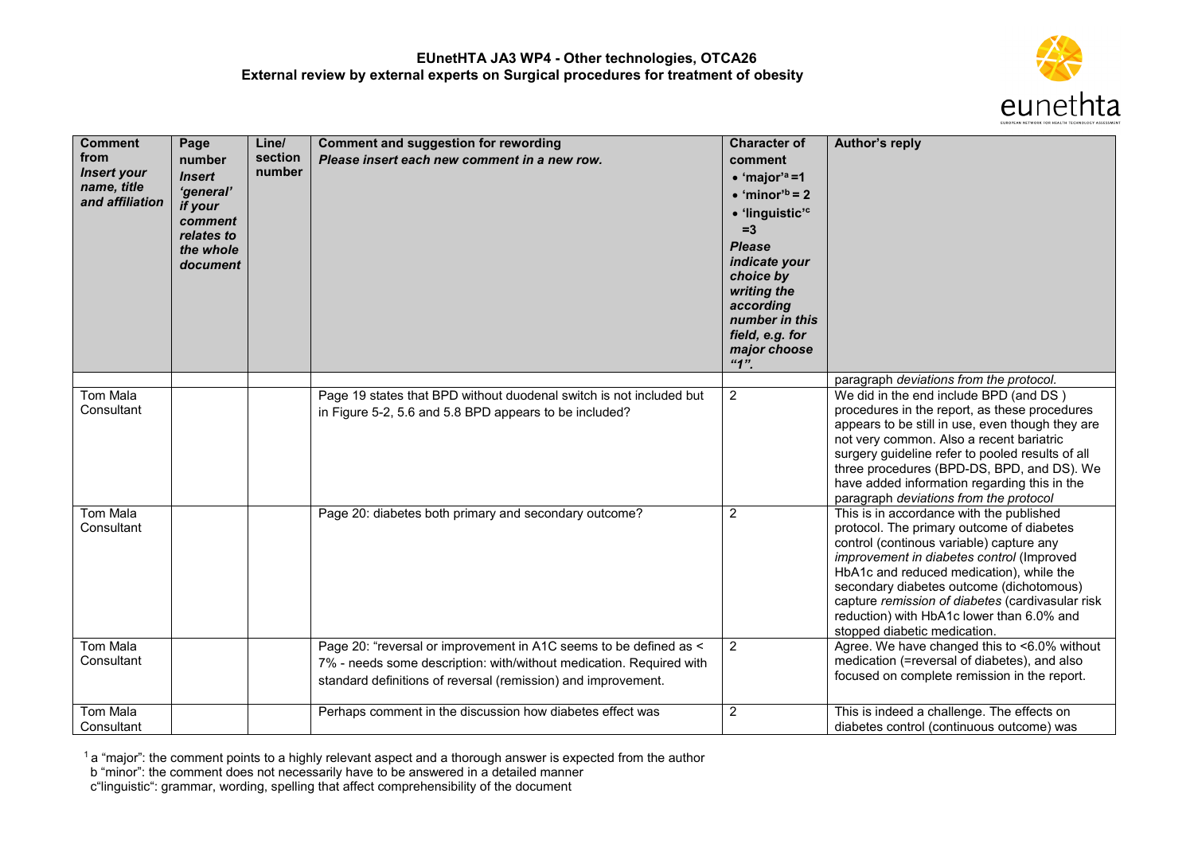# EUnetHTA JA3 WP4 - Other technologies, OTCA26

## External review by external experts on Surgical procedures for treatment of obesity

| Comment from *Insert your name, title and affiliation* | Page number *Insert 'general' if your comment relates to the whole document* | Line/ section number | Comment and suggestion for rewording *Please insert each new comment in a new row.* | Character of comment • 'major'[a] =1 • 'minor'[b] = 2 • 'linguistic'[c] =3 *Please indicate your choice by writing the according number in this field, e.g. for major choose "1".* | Author's reply |
|---|---|---|---|---|---|
| | | | | | paragraph *deviations from the protocol*. |
| Tom Mala Consultant | | | Page 19 states that BPD without duodenal switch is not included but in Figure 5-2, 5.6 and 5.8 BPD appears to be included? | 2 | We did in the end include BPD (and DS ) procedures in the report, as these procedures appears to be still in use, even though they are not very common. Also a recent bariatric surgery guideline refer to pooled results of all three procedures (BPD-DS, BPD, and DS). We have added information regarding this in the paragraph *deviations from the protocol* |
| Tom Mala Consultant | | | Page 20: diabetes both primary and secondary outcome? | 2 | This is in accordance with the published protocol. The primary outcome of diabetes control (continous variable) capture any *improvement in diabetes control* (Improved HbA1c and reduced medication), while the secondary diabetes outcome (dichotomous) capture *remission of diabetes* (cardivasular risk reduction) with HbA1c lower than 6.0% and stopped diabetic medication. |
| Tom Mala Consultant | | | Page 20: "reversal or improvement in A1C seems to be defined as < 7% - needs some description: with/without medication. Required with standard definitions of reversal (remission) and improvement. | 2 | Agree. We have changed this to <6.0% without medication (=reversal of diabetes), and also focused on complete remission in the report. |
| Tom Mala Consultant | | | Perhaps comment in the discussion how diabetes effect was | 2 | This is indeed a challenge. The effects on diabetes control (continuous outcome) was |

[1] a "major": the comment points to a highly relevant aspect and a thorough answer is expected from the author
b "minor": the comment does not necessarily have to be answered in a detailed manner
c"linguistic": grammar, wording, spelling that affect comprehensibility of the document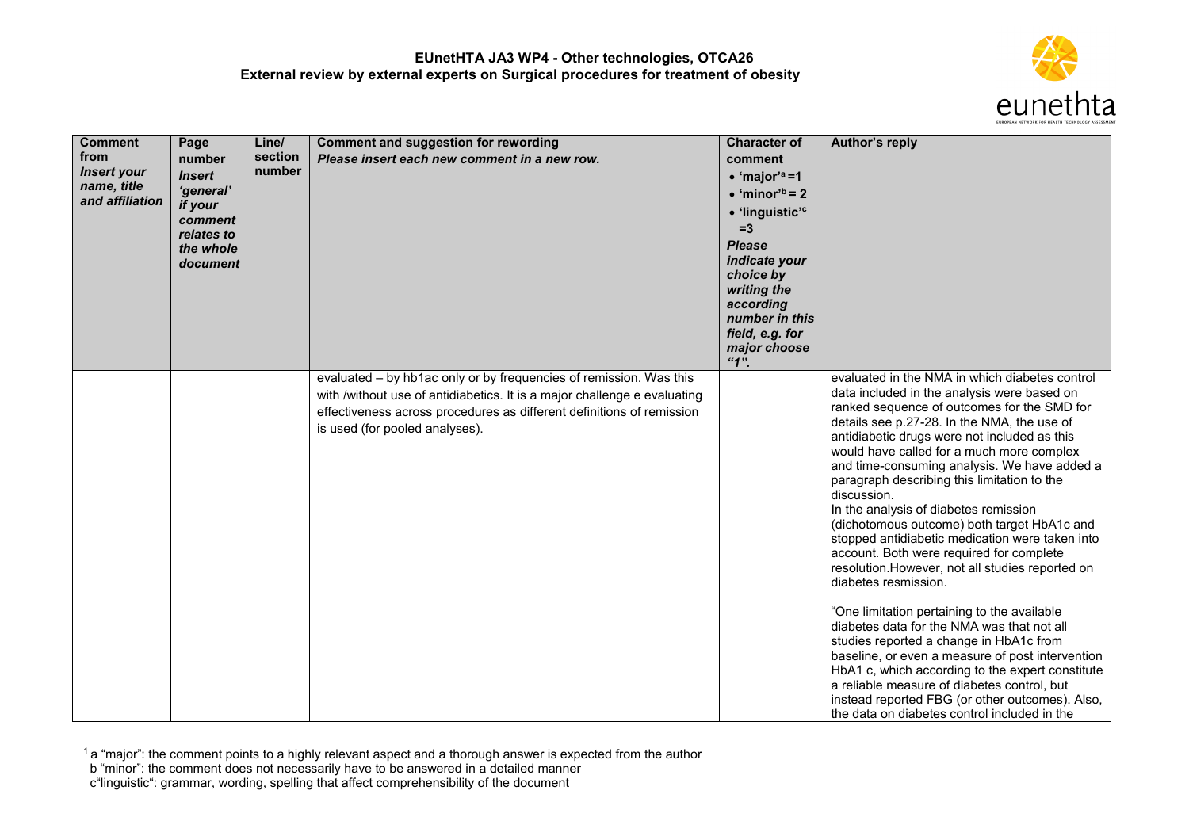| Comment from *Insert your name, title and affiliation* | Page number *Insert 'general' if your comment relates to the whole document* | Line/ section number | Comment and suggestion for rewording *Please insert each new comment in a new row.* | Character of comment • 'major'[a] =1 • 'minor'[b] = 2 • 'linguistic'[c] =3 *Please indicate your choice by writing the according number in this field, e.g. for major choose "1".* | Author's reply |
|---|---|---|---|---|---|
| | | | evaluated – by hb1ac only or by frequencies of remission. Was this with /without use of antidiabetics. It is a major challenge e evaluating effectiveness across procedures as different definitions of remission is used (for pooled analyses). | | evaluated in the NMA in which diabetes control data included in the analysis were based on ranked sequence of outcomes for the SMD for details see p.27-28. In the NMA, the use of antidiabetic drugs were not included as this would have called for a much more complex and time-consuming analysis. We have added a paragraph describing this limitation to the discussion.<br>In the analysis of diabetes remission (dichotomous outcome) both target HbA1c and stopped antidiabetic medication were taken into account. Both were required for complete resolution.However, not all studies reported on diabetes resmission.<br><br>"One limitation pertaining to the available diabetes data for the NMA was that not all studies reported a change in HbA1c from baseline, or even a measure of post intervention HbA1 c, which according to the expert constitute a reliable measure of diabetes control, but instead reported FBG (or other outcomes). Also, the data on diabetes control included in the |

[1] a "major": the comment points to a highly relevant aspect and a thorough answer is expected from the author
b "minor": the comment does not necessarily have to be answered in a detailed manner
c"linguistic": grammar, wording, spelling that affect comprehensibility of the document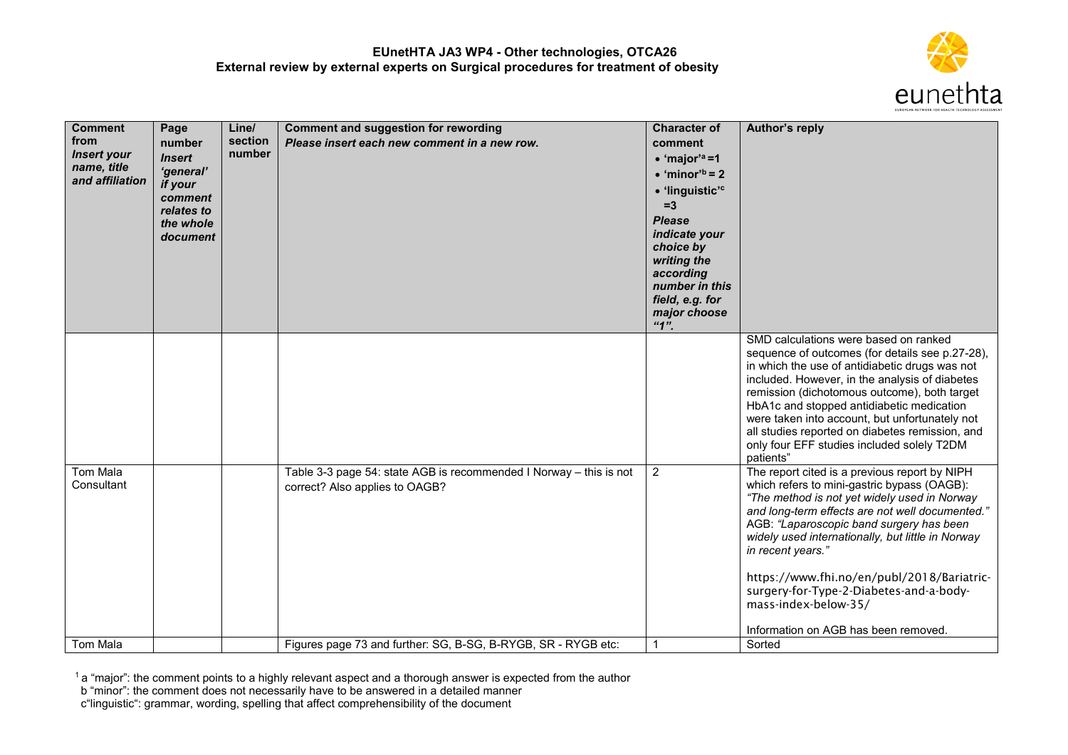**EUnetHTA JA3 WP4 - Other technologies, OTCA26**
**External review by external experts on Surgical procedures for treatment of obesity**

| **Comment from** ***Insert your name, title and affiliation*** | **Page number** ***Insert 'general' if your comment relates to the whole document*** | **Line/ section number** | **Comment and suggestion for rewording** ***Please insert each new comment in a new row.*** | **Character of comment** • **'major'[a] =1** • **'minor'[b] = 2** • **'linguistic'[c] =3** ***Please indicate your choice by writing the according number in this field, e.g. for major choose "1".*** | **Author's reply** |
|---|---|---|---|---|---|
| | | | | | SMD calculations were based on ranked sequence of outcomes (for details see p.27-28), in which the use of antidiabetic drugs was not included. However, in the analysis of diabetes remission (dichotomous outcome), both target HbA1c and stopped antidiabetic medication were taken into account, but unfortunately not all studies reported on diabetes remission, and only four EFF studies included solely T2DM patients" |
| Tom Mala Consultant | | | Table 3-3 page 54: state AGB is recommended I Norway – this is not correct? Also applies to OAGB? | 2 | The report cited is a previous report by NIPH which refers to mini-gastric bypass (OAGB): *"The method is not yet widely used in Norway and long-term effects are not well documented."* AGB: *"Laparoscopic band surgery has been widely used internationally, but little in Norway in recent years."* https://www.fhi.no/en/publ/2018/Bariatric-surgery-for-Type-2-Diabetes-and-a-body-mass-index-below-35/ Information on AGB has been removed. |
| Tom Mala | | | Figures page 73 and further: SG, B-SG, B-RYGB, SR - RYGB etc: | 1 | Sorted |

[1] a "major": the comment points to a highly relevant aspect and a thorough answer is expected from the author
b "minor": the comment does not necessarily have to be answered in a detailed manner
c"linguistic": grammar, wording, spelling that affect comprehensibility of the document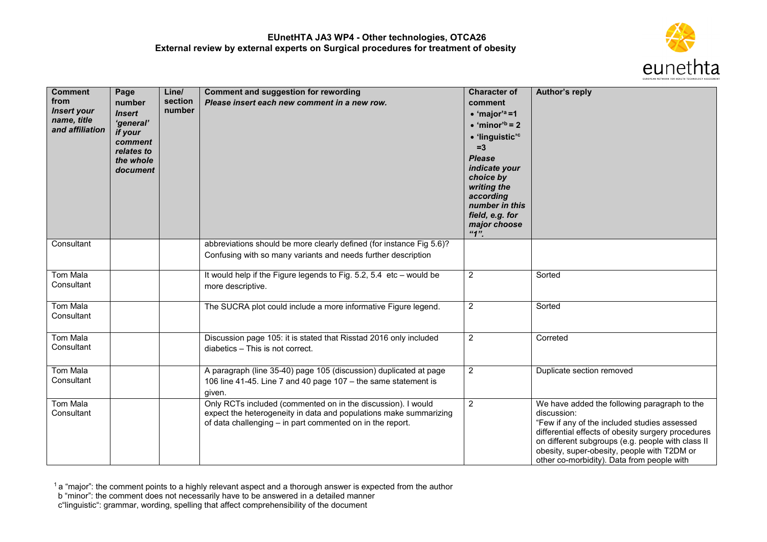**EUnetHTA JA3 WP4 - Other technologies, OTCA26**
**External review by external experts on Surgical procedures for treatment of obesity**

| **Comment from** *Insert your name, title and affiliation* | **Page number** *Insert 'general' if your comment relates to the whole document* | **Line/ section number** | **Comment and suggestion for rewording** *Please insert each new comment in a new row.* | **Character of comment** • 'major'[a] =1 • 'minor'[b] = 2 • 'linguistic'[c] =3 *Please indicate your choice by writing the according number in this field, e.g. for major choose "1".* | **Author's reply** |
|---|---|---|---|---|---|
| Consultant | | | abbreviations should be more clearly defined (for instance Fig 5.6)? Confusing with so many variants and needs further description | | |
| Tom Mala Consultant | | | It would help if the Figure legends to Fig. 5.2, 5.4 etc – would be more descriptive. | 2 | Sorted |
| Tom Mala Consultant | | | The SUCRA plot could include a more informative Figure legend. | 2 | Sorted |
| Tom Mala Consultant | | | Discussion page 105: it is stated that Risstad 2016 only included diabetics – This is not correct. | 2 | Correted |
| Tom Mala Consultant | | | A paragraph (line 35-40) page 105 (discussion) duplicated at page 106 line 41-45. Line 7 and 40 page 107 – the same statement is given. | 2 | Duplicate section removed |
| Tom Mala Consultant | | | Only RCTs included (commented on in the discussion). I would expect the heterogeneity in data and populations make summarizing of data challenging – in part commented on in the report. | 2 | We have added the following paragraph to the discussion: "Few if any of the included studies assessed differential effects of obesity surgery procedures on different subgroups (e.g. people with class II obesity, super-obesity, people with T2DM or other co-morbidity). Data from people with |

[1] a "major": the comment points to a highly relevant aspect and a thorough answer is expected from the author
b "minor": the comment does not necessarily have to be answered in a detailed manner
c"linguistic": grammar, wording, spelling that affect comprehensibility of the document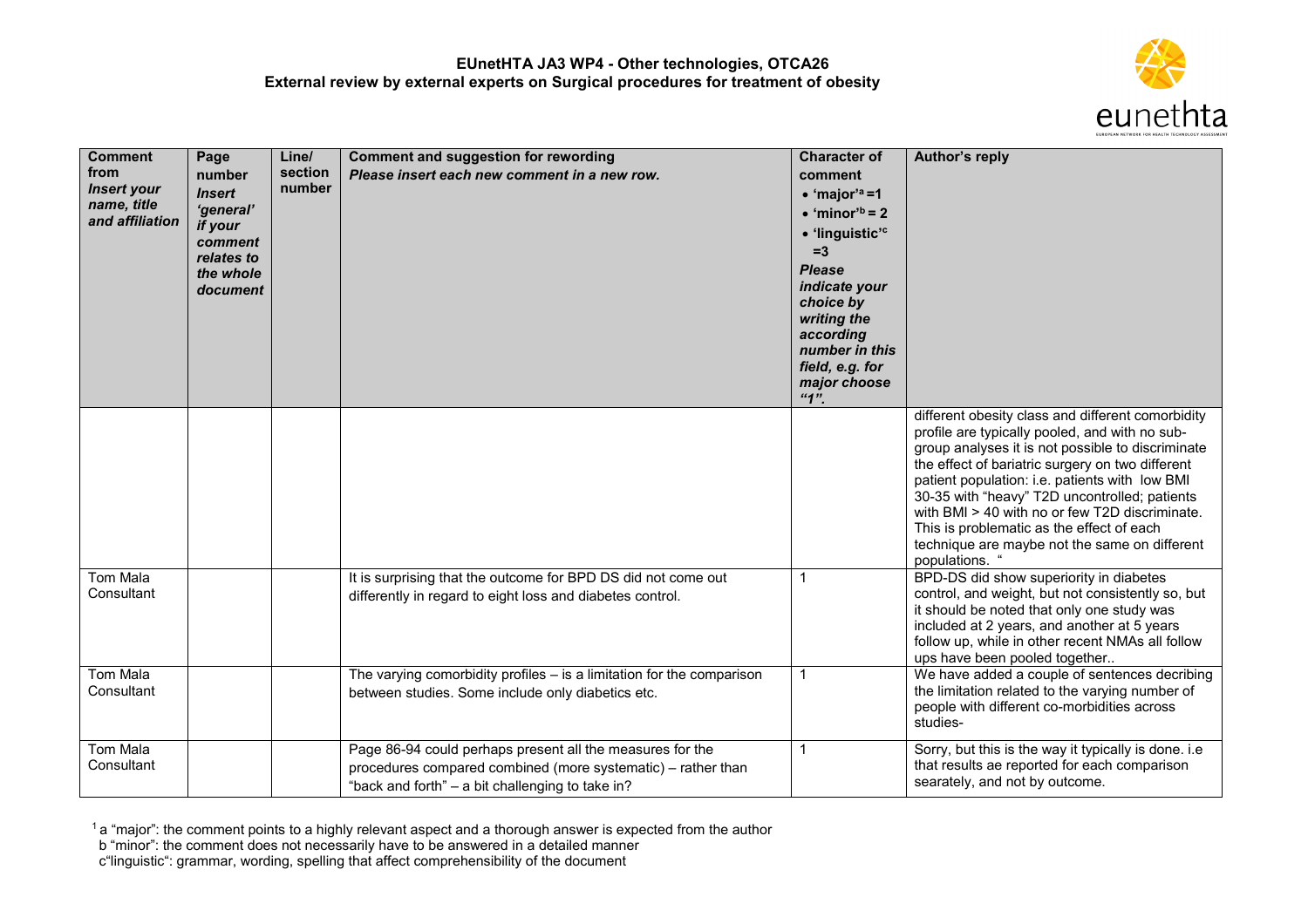**EUnetHTA JA3 WP4 - Other technologies, OTCA26**
**External review by external experts on Surgical procedures for treatment of obesity**

| Comment from *Insert your name, title and affiliation* | Page number *Insert 'general' if your comment relates to the whole document* | Line/ section number | Comment and suggestion for rewording *Please insert each new comment in a new row.* | Character of comment • 'major'[a] =1 • 'minor'[b] = 2 • 'linguistic'[c] =3 *Please indicate your choice by writing the according number in this field, e.g. for major choose "1".* | Author's reply |
|---|---|---|---|---|---|
| | | | | | different obesity class and different comorbidity profile are typically pooled, and with no sub-group analyses it is not possible to discriminate the effect of bariatric surgery on two different patient population: i.e. patients with low BMI 30-35 with "heavy" T2D uncontrolled; patients with BMI > 40 with no or few T2D discriminate. This is problematic as the effect of each technique are maybe not the same on different populations. " |
| Tom Mala Consultant | | | It is surprising that the outcome for BPD DS did not come out differently in regard to eight loss and diabetes control. | 1 | BPD-DS did show superiority in diabetes control, and weight, but not consistently so, but it should be noted that only one study was included at 2 years, and another at 5 years follow up, while in other recent NMAs all follow ups have been pooled together.. |
| Tom Mala Consultant | | | The varying comorbidity profiles – is a limitation for the comparison between studies. Some include only diabetics etc. | 1 | We have added a couple of sentences decribing the limitation related to the varying number of people with different co-morbidities across studies- |
| Tom Mala Consultant | | | Page 86-94 could perhaps present all the measures for the procedures compared combined (more systematic) – rather than "back and forth" – a bit challenging to take in? | 1 | Sorry, but this is the way it typically is done. i.e that results ae reported for each comparison searately, and not by outcome. |

[1] a "major": the comment points to a highly relevant aspect and a thorough answer is expected from the author
b "minor": the comment does not necessarily have to be answered in a detailed manner
c"linguistic": grammar, wording, spelling that affect comprehensibility of the document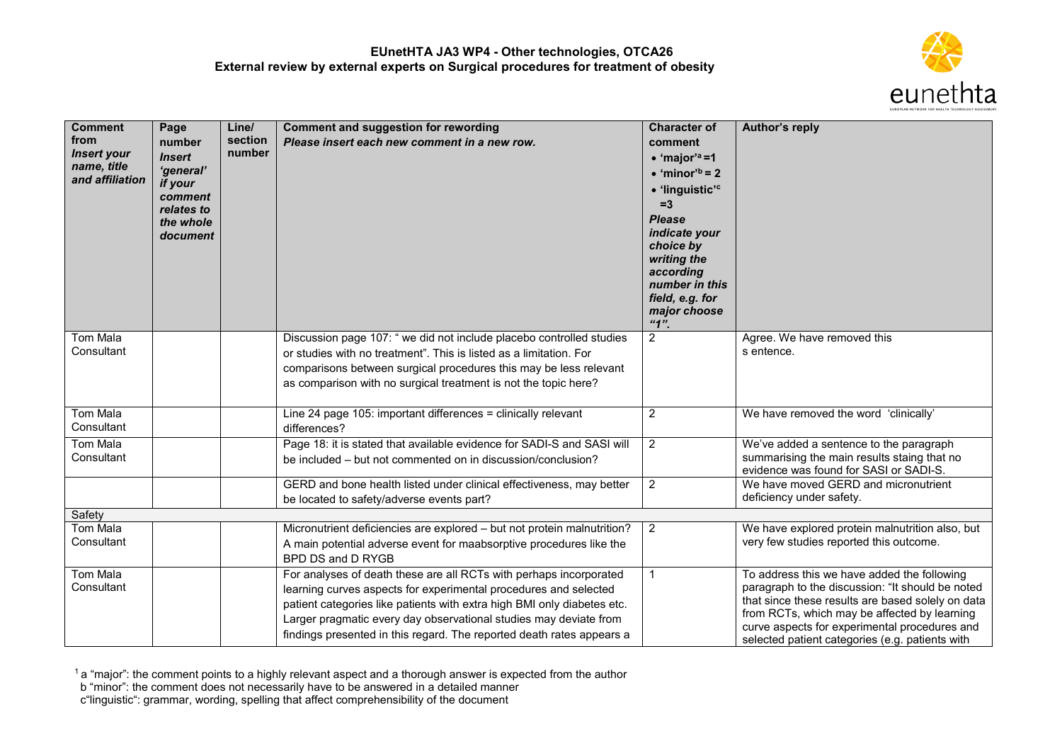**EUnetHTA JA3 WP4 - Other technologies, OTCA26**
**External review by external experts on Surgical procedures for treatment of obesity**

| **Comment from** ***Insert your name, title and affiliation*** | **Page number** ***Insert 'general' if your comment relates to the whole document*** | **Line/ section number** | **Comment and suggestion for rewording** ***Please insert each new comment in a new row.*** | **Character of comment** • **'major'[a] =1** • **'minor'[b] = 2** • **'linguistic'[c] =3** ***Please indicate your choice by writing the according number in this field, e.g. for major choose "1".*** | **Author's reply** |
|---|---|---|---|---|---|
| Tom Mala Consultant | | | Discussion page 107: " we did not include placebo controlled studies or studies with no treatment". This is listed as a limitation. For comparisons between surgical procedures this may be less relevant as comparison with no surgical treatment is not the topic here? | 2 | Agree. We have removed this s entence. |
| Tom Mala Consultant | | | Line 24 page 105: important differences = clinically relevant differences? | 2 | We have removed the word 'clinically' |
| Tom Mala Consultant | | | Page 18: it is stated that available evidence for SADI-S and SASI will be included – but not commented on in discussion/conclusion? | 2 | We've added a sentence to the paragraph summarising the main results staing that no evidence was found for SASI or SADI-S. |
| | | | GERD and bone health listed under clinical effectiveness, may better be located to safety/adverse events part? | 2 | We have moved GERD and micronutrient deficiency under safety. |
| Safety | | | | | |
| Tom Mala Consultant | | | Micronutrient deficiencies are explored – but not protein malnutrition? A main potential adverse event for maabsorptive procedures like the BPD DS and D RYGB | 2 | We have explored protein malnutrition also, but very few studies reported this outcome. |
| Tom Mala Consultant | | | For analyses of death these are all RCTs with perhaps incorporated learning curves aspects for experimental procedures and selected patient categories like patients with extra high BMI only diabetes etc. Larger pragmatic every day observational studies may deviate from findings presented in this regard. The reported death rates appears a | 1 | To address this we have added the following paragraph to the discussion: "It should be noted that since these results are based solely on data from RCTs, which may be affected by learning curve aspects for experimental procedures and selected patient categories (e.g. patients with |

[1] a "major": the comment points to a highly relevant aspect and a thorough answer is expected from the author
b "minor": the comment does not necessarily have to be answered in a detailed manner
c"linguistic": grammar, wording, spelling that affect comprehensibility of the document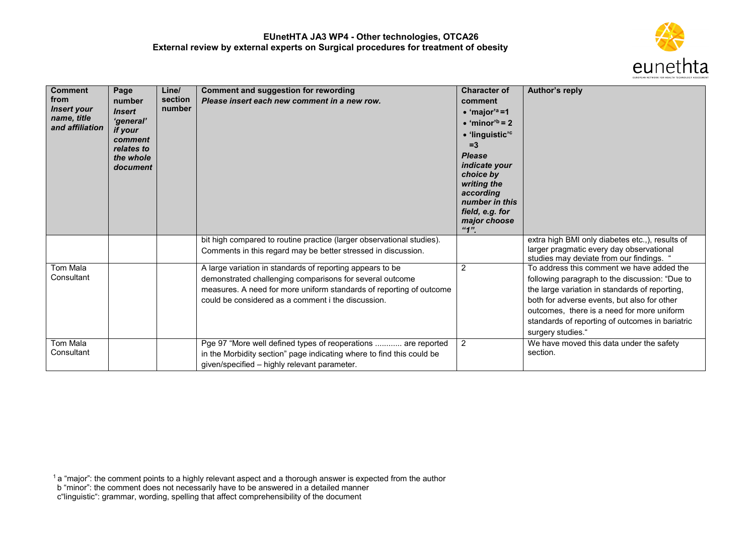**EUnetHTA JA3 WP4 - Other technologies, OTCA26**
**External review by external experts on Surgical procedures for treatment of obesity**

| **Comment from** ***Insert your name, title and affiliation*** | **Page number** ***Insert 'general' if your comment relates to the whole document*** | **Line/ section number** | **Comment and suggestion for rewording** ***Please insert each new comment in a new row.*** | **Character of comment** • **'major'[a] =1** • **'minor'[b] = 2** • **'linguistic'[c] =3** ***Please indicate your choice by writing the according number in this field, e.g. for major choose "1".*** | **Author's reply** |
|---|---|---|---|---|---|
| | | | bit high compared to routine practice (larger observational studies). Comments in this regard may be better stressed in discussion. | | extra high BMI only diabetes etc.,), results of larger pragmatic every day observational studies may deviate from our findings. " |
| Tom Mala Consultant | | | A large variation in standards of reporting appears to be demonstrated challenging comparisons for several outcome measures. A need for more uniform standards of reporting of outcome could be considered as a comment i the discussion. | 2 | To address this comment we have added the following paragraph to the discussion: "Due to the large variation in standards of reporting, both for adverse events, but also for other outcomes, there is a need for more uniform standards of reporting of outcomes in bariatric surgery studies." |
| Tom Mala Consultant | | | Pge 97 "More well defined types of reoperations ............ are reported in the Morbidity section" page indicating where to find this could be given/specified – highly relevant parameter. | 2 | We have moved this data under the safety section. |

[1] a "major": the comment points to a highly relevant aspect and a thorough answer is expected from the author
b "minor": the comment does not necessarily have to be answered in a detailed manner
c"linguistic": grammar, wording, spelling that affect comprehensibility of the document